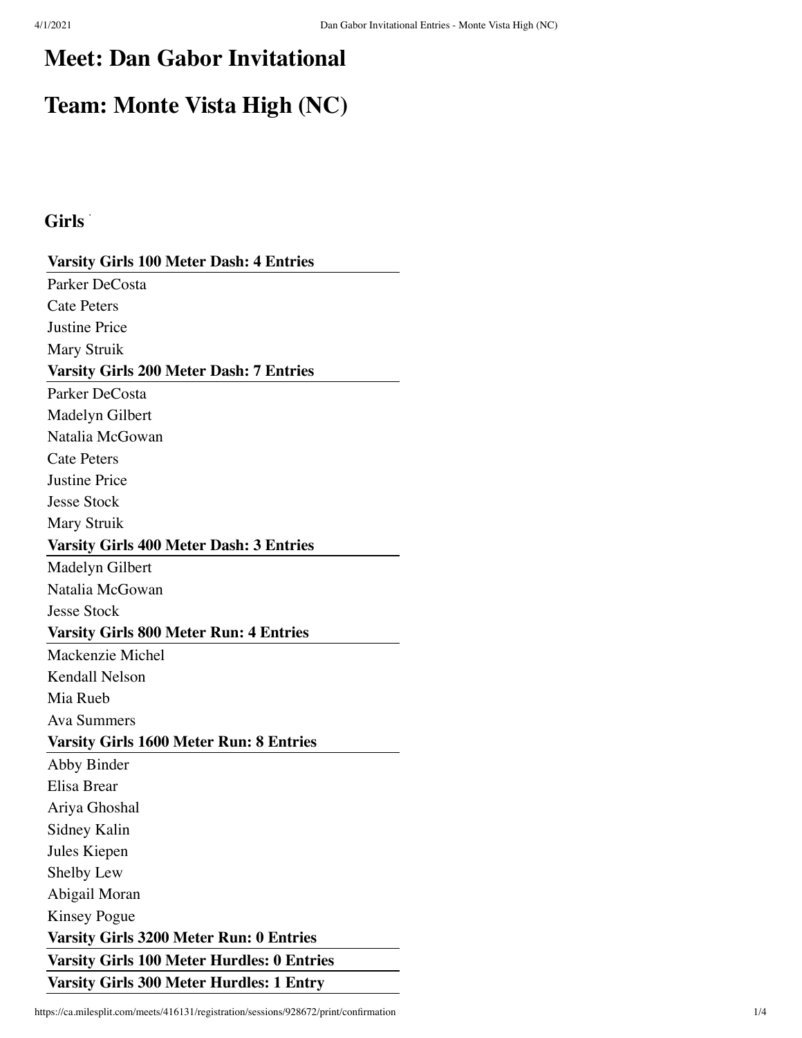# Meet: Dan Gabor Invitational

# Team: Monte Vista High (NC)

## Girls

**Varsity Girls 100 Meter Dash: 4 Entries**

Parker DeCosta
Cate Peters
Justine Price
Mary Struik

**Varsity Girls 200 Meter Dash: 7 Entries**

Parker DeCosta
Madelyn Gilbert
Natalia McGowan
Cate Peters
Justine Price
Jesse Stock
Mary Struik

**Varsity Girls 400 Meter Dash: 3 Entries**

Madelyn Gilbert
Natalia McGowan
Jesse Stock

**Varsity Girls 800 Meter Run: 4 Entries**

Mackenzie Michel
Kendall Nelson
Mia Rueb
Ava Summers

**Varsity Girls 1600 Meter Run: 8 Entries**

Abby Binder
Elisa Brear
Ariya Ghoshal
Sidney Kalin
Jules Kiepen
Shelby Lew
Abigail Moran
Kinsey Pogue

**Varsity Girls 3200 Meter Run: 0 Entries**

**Varsity Girls 100 Meter Hurdles: 0 Entries**

**Varsity Girls 300 Meter Hurdles: 1 Entry**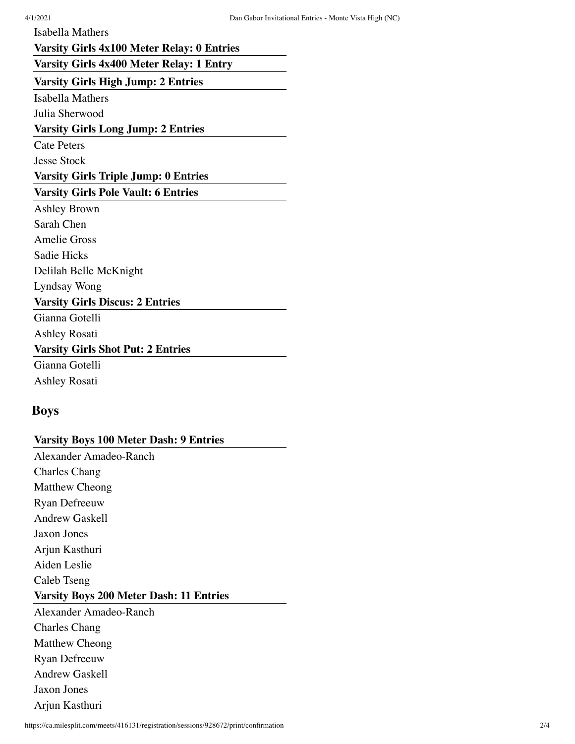Isabella Mathers

**Varsity Girls 4x100 Meter Relay: 0 Entries**

**Varsity Girls 4x400 Meter Relay: 1 Entry**

**Varsity Girls High Jump: 2 Entries**

Isabella Mathers
Julia Sherwood

**Varsity Girls Long Jump: 2 Entries**

Cate Peters
Jesse Stock

**Varsity Girls Triple Jump: 0 Entries**

**Varsity Girls Pole Vault: 6 Entries**

Ashley Brown
Sarah Chen
Amelie Gross
Sadie Hicks
Delilah Belle McKnight
Lyndsay Wong

**Varsity Girls Discus: 2 Entries**

Gianna Gotelli
Ashley Rosati

**Varsity Girls Shot Put: 2 Entries**

Gianna Gotelli
Ashley Rosati

## Boys

**Varsity Boys 100 Meter Dash: 9 Entries**

Alexander Amadeo-Ranch
Charles Chang
Matthew Cheong
Ryan Defreeuw
Andrew Gaskell
Jaxon Jones
Arjun Kasthuri
Aiden Leslie
Caleb Tseng

**Varsity Boys 200 Meter Dash: 11 Entries**

Alexander Amadeo-Ranch
Charles Chang
Matthew Cheong
Ryan Defreeuw
Andrew Gaskell
Jaxon Jones
Arjun Kasthuri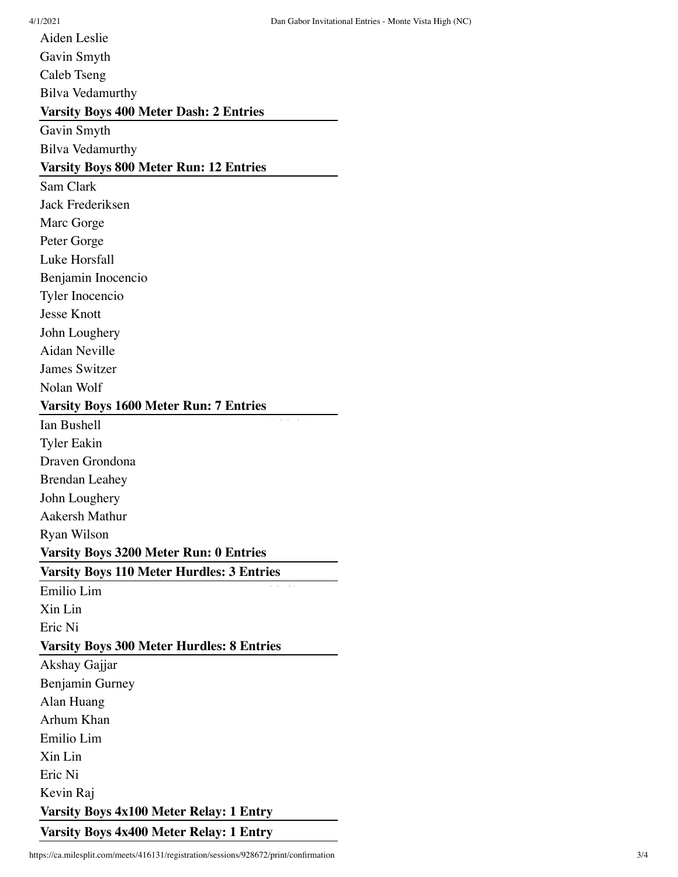Aiden Leslie

Gavin Smyth

Caleb Tseng

Bilva Vedamurthy

**Varsity Boys 400 Meter Dash: 2 Entries**

Gavin Smyth

Bilva Vedamurthy

**Varsity Boys 800 Meter Run: 12 Entries**

Sam Clark

Jack Frederiksen

Marc Gorge

Peter Gorge

Luke Horsfall

Benjamin Inocencio

Tyler Inocencio

Jesse Knott

John Loughery

Aidan Neville

James Switzer

Nolan Wolf

**Varsity Boys 1600 Meter Run: 7 Entries**

Ian Bushell

Tyler Eakin

Draven Grondona

Brendan Leahey

John Loughery

Aakersh Mathur

Ryan Wilson

**Varsity Boys 3200 Meter Run: 0 Entries**

**Varsity Boys 110 Meter Hurdles: 3 Entries**

Emilio Lim

Xin Lin

Eric Ni

**Varsity Boys 300 Meter Hurdles: 8 Entries**

Akshay Gajjar

Benjamin Gurney

Alan Huang

Arhum Khan

Emilio Lim

Xin Lin

Eric Ni

Kevin Raj

**Varsity Boys 4x100 Meter Relay: 1 Entry**

**Varsity Boys 4x400 Meter Relay: 1 Entry**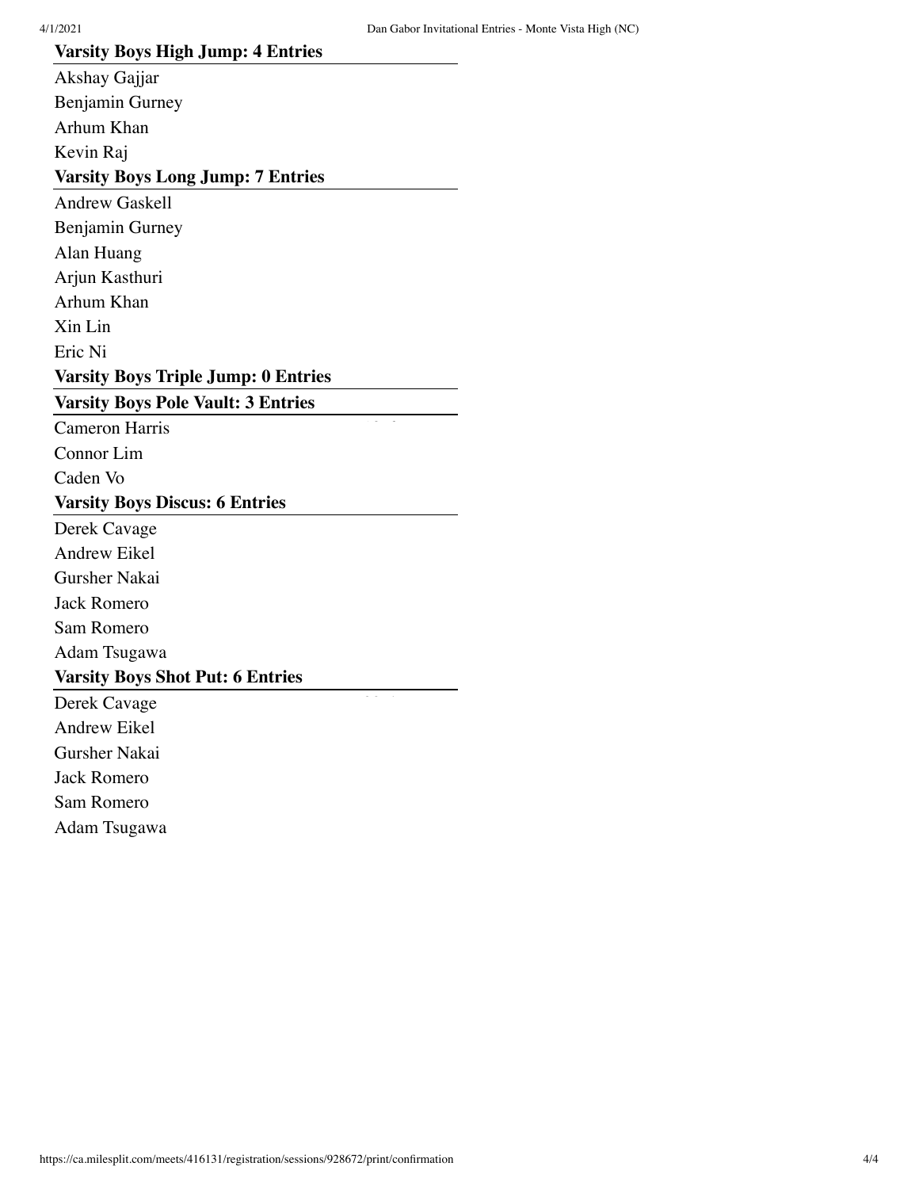**Varsity Boys High Jump: 4 Entries**

Akshay Gajjar
Benjamin Gurney
Arhum Khan
Kevin Raj

**Varsity Boys Long Jump: 7 Entries**

Andrew Gaskell
Benjamin Gurney
Alan Huang
Arjun Kasthuri
Arhum Khan
Xin Lin
Eric Ni

**Varsity Boys Triple Jump: 0 Entries**

**Varsity Boys Pole Vault: 3 Entries**

Cameron Harris
Connor Lim
Caden Vo

**Varsity Boys Discus: 6 Entries**

Derek Cavage
Andrew Eikel
Gursher Nakai
Jack Romero
Sam Romero
Adam Tsugawa

**Varsity Boys Shot Put: 6 Entries**

Derek Cavage
Andrew Eikel
Gursher Nakai
Jack Romero
Sam Romero
Adam Tsugawa